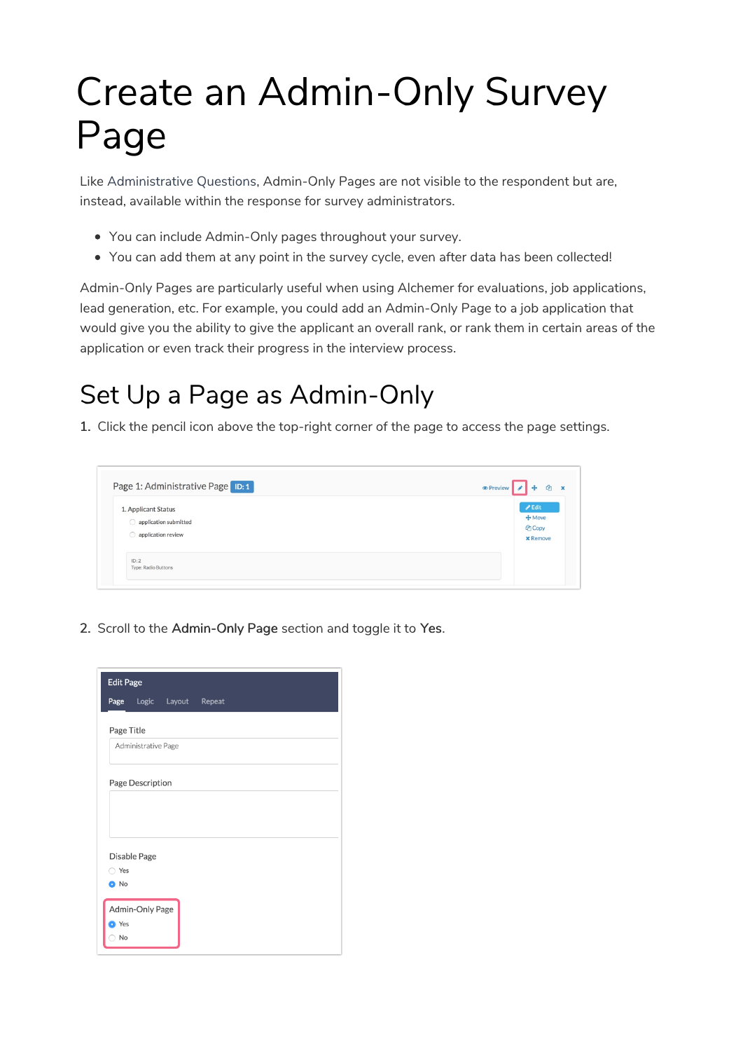# Create an Admin-Only Survey Page

Like Administrative Questions, Admin-Only Pages are not visible to the respondent but are, instead, available within the response for survey administrators.

- You can include Admin-Only pages throughout your survey.
- You can add them at any point in the survey cycle, even after data has been collected!

Admin-Only Pages are particularly useful when using Alchemer for evaluations, job applications, lead generation, etc. For example, you could add an Admin-Only Page to a job application that would give you the ability to give the applicant an overall rank, or rank them in certain areas of the application or even track their progress in the interview process.

## Set Up a Page as Admin-Only

1. Click the pencil icon above the top-right corner of the page to access the page settings.

2. Scroll to the **Admin-Only Page** section and toggle it to **Yes**.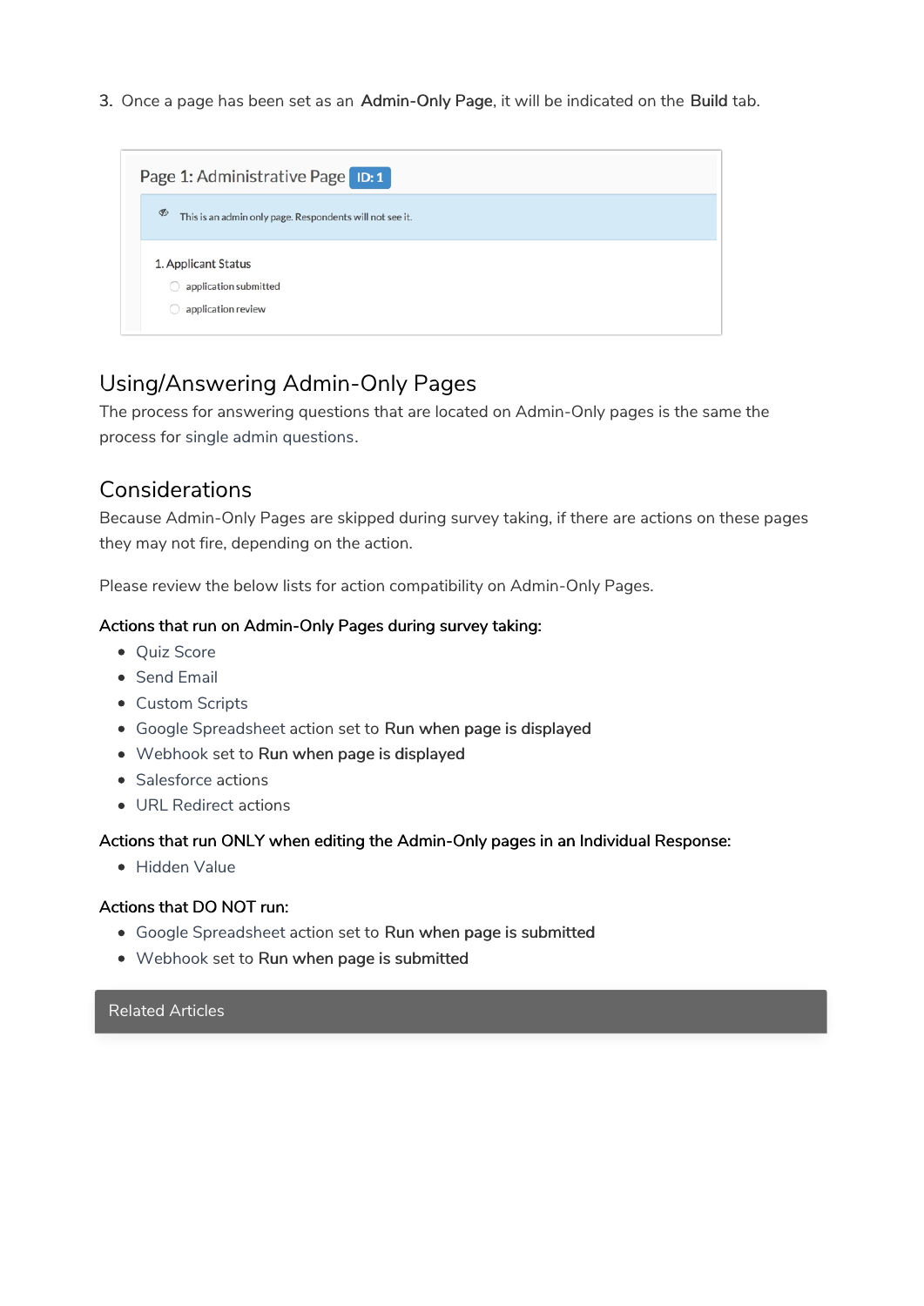3. Once a page has been set as an **Admin-Only Page**, it will be indicated on the **Build** tab.

Page 1: Administrative Page ID: 1

This is an admin only page. Respondents will not see it.

1. Applicant Status
   - application submitted
   - application review

## Using/Answering Admin-Only Pages

The process for answering questions that are located on Admin-Only pages is the same the process for single admin questions.

## Considerations

Because Admin-Only Pages are skipped during survey taking, if there are actions on these pages they may not fire, depending on the action.

Please review the below lists for action compatibility on Admin-Only Pages.

**Actions that run on Admin-Only Pages during survey taking:**

- Quiz Score
- Send Email
- Custom Scripts
- Google Spreadsheet action set to **Run when page is displayed**
- Webhook set to **Run when page is displayed**
- Salesforce actions
- URL Redirect actions

**Actions that run ONLY when editing the Admin-Only pages in an Individual Response:**

- Hidden Value

**Actions that DO NOT run:**

- Google Spreadsheet action set to **Run when page is submitted**
- Webhook set to **Run when page is submitted**

Related Articles